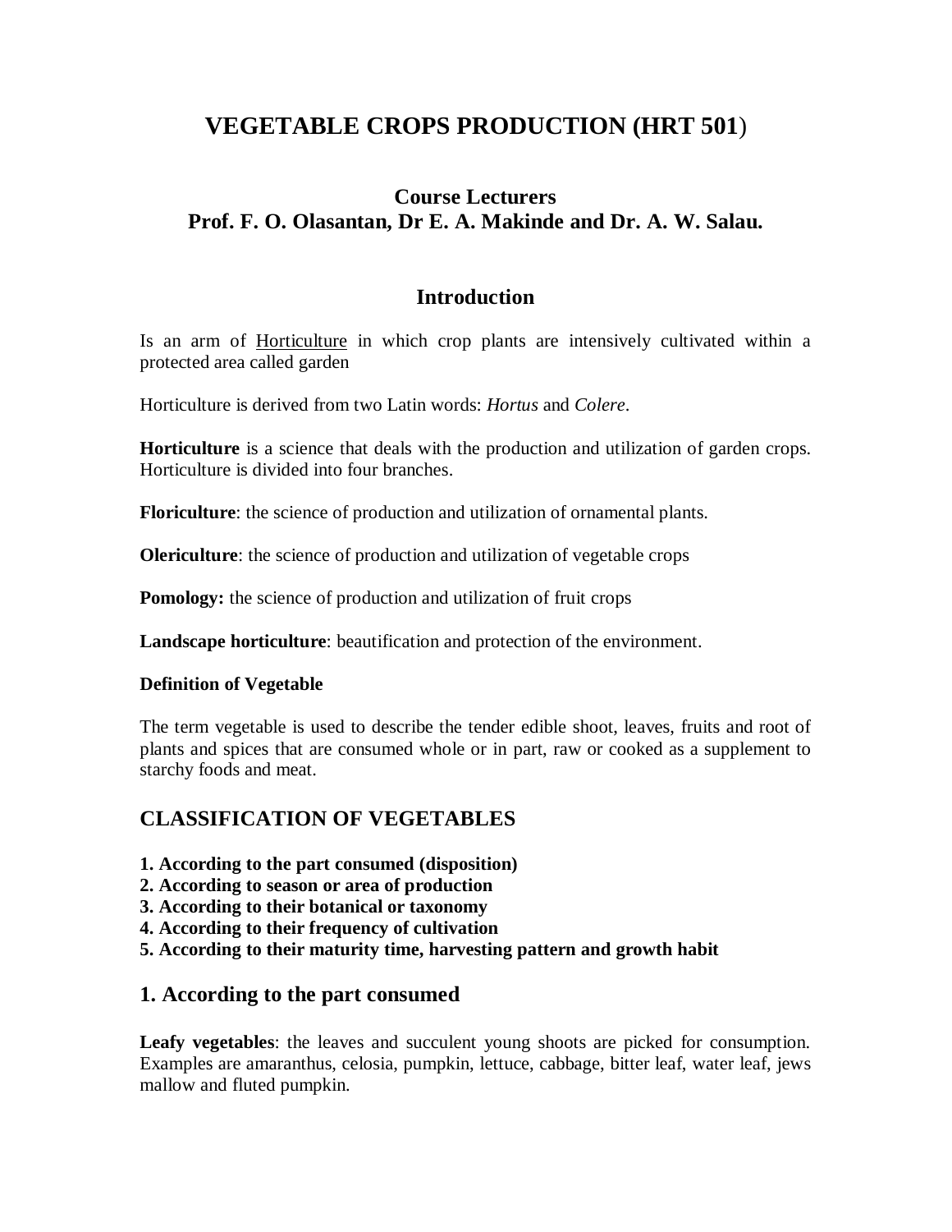# VEGETABLE CROPS PRODUCTION (HRT 501)

## Course Lecturers
## Prof. F. O. Olasantan, Dr E. A. Makinde and Dr. A. W. Salau.

## Introduction

Is an arm of Horticulture in which crop plants are intensively cultivated within a protected area called garden

Horticulture is derived from two Latin words: *Hortus* and *Colere*.

**Horticulture** is a science that deals with the production and utilization of garden crops. Horticulture is divided into four branches.

**Floriculture**: the science of production and utilization of ornamental plants.

**Olericulture**: the science of production and utilization of vegetable crops

**Pomology:** the science of production and utilization of fruit crops

**Landscape horticulture**: beautification and protection of the environment.

**Definition of Vegetable**

The term vegetable is used to describe the tender edible shoot, leaves, fruits and root of plants and spices that are consumed whole or in part, raw or cooked as a supplement to starchy foods and meat.

## CLASSIFICATION OF VEGETABLES

**1. According to the part consumed (disposition)**
**2. According to season or area of production**
**3. According to their botanical or taxonomy**
**4. According to their frequency of cultivation**
**5. According to their maturity time, harvesting pattern and growth habit**

## 1. According to the part consumed

**Leafy vegetables**: the leaves and succulent young shoots are picked for consumption. Examples are amaranthus, celosia, pumpkin, lettuce, cabbage, bitter leaf, water leaf, jews mallow and fluted pumpkin.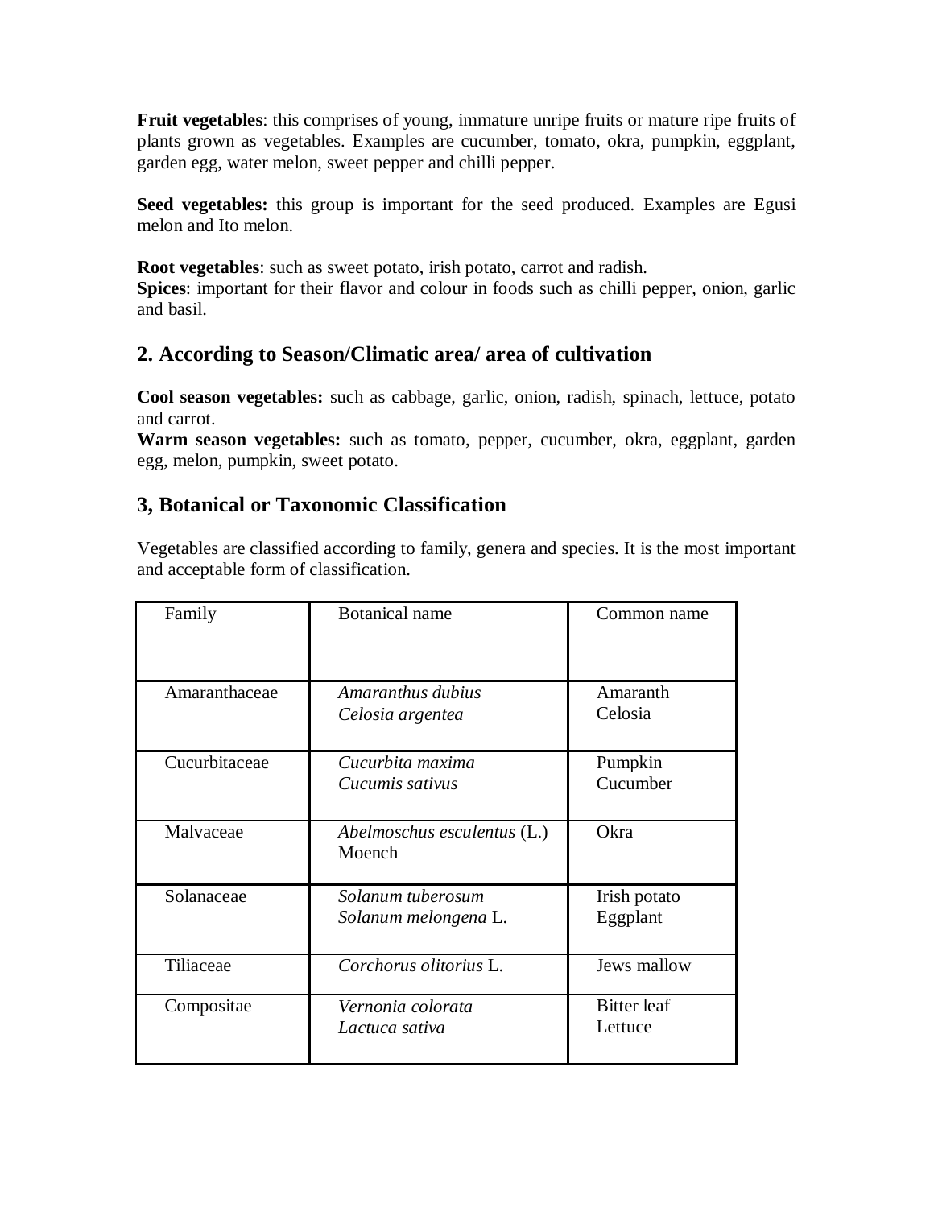**Fruit vegetables**: this comprises of young, immature unripe fruits or mature ripe fruits of plants grown as vegetables. Examples are cucumber, tomato, okra, pumpkin, eggplant, garden egg, water melon, sweet pepper and chilli pepper.

**Seed vegetables:** this group is important for the seed produced. Examples are Egusi melon and Ito melon.

**Root vegetables**: such as sweet potato, irish potato, carrot and radish.
**Spices**: important for their flavor and colour in foods such as chilli pepper, onion, garlic and basil.

## 2. According to Season/Climatic area/ area of cultivation

**Cool season vegetables:** such as cabbage, garlic, onion, radish, spinach, lettuce, potato and carrot.
**Warm season vegetables:** such as tomato, pepper, cucumber, okra, eggplant, garden egg, melon, pumpkin, sweet potato.

## 3, Botanical or Taxonomic Classification

Vegetables are classified according to family, genera and species. It is the most important and acceptable form of classification.

| Family | Botanical name | Common name |
| --- | --- | --- |
| Amaranthaceae | *Amaranthus dubius*<br>*Celosia argentea* | Amaranth<br>Celosia |
| Cucurbitaceae | *Cucurbita maxima*<br>*Cucumis sativus* | Pumpkin<br>Cucumber |
| Malvaceae | *Abelmoschus esculentus* (L.) Moench | Okra |
| Solanaceae | *Solanum tuberosum*<br>*Solanum melongena* L. | Irish potato<br>Eggplant |
| Tiliaceae | *Corchorus olitorius* L. | Jews mallow |
| Compositae | *Vernonia colorata*<br>*Lactuca sativa* | Bitter leaf<br>Lettuce |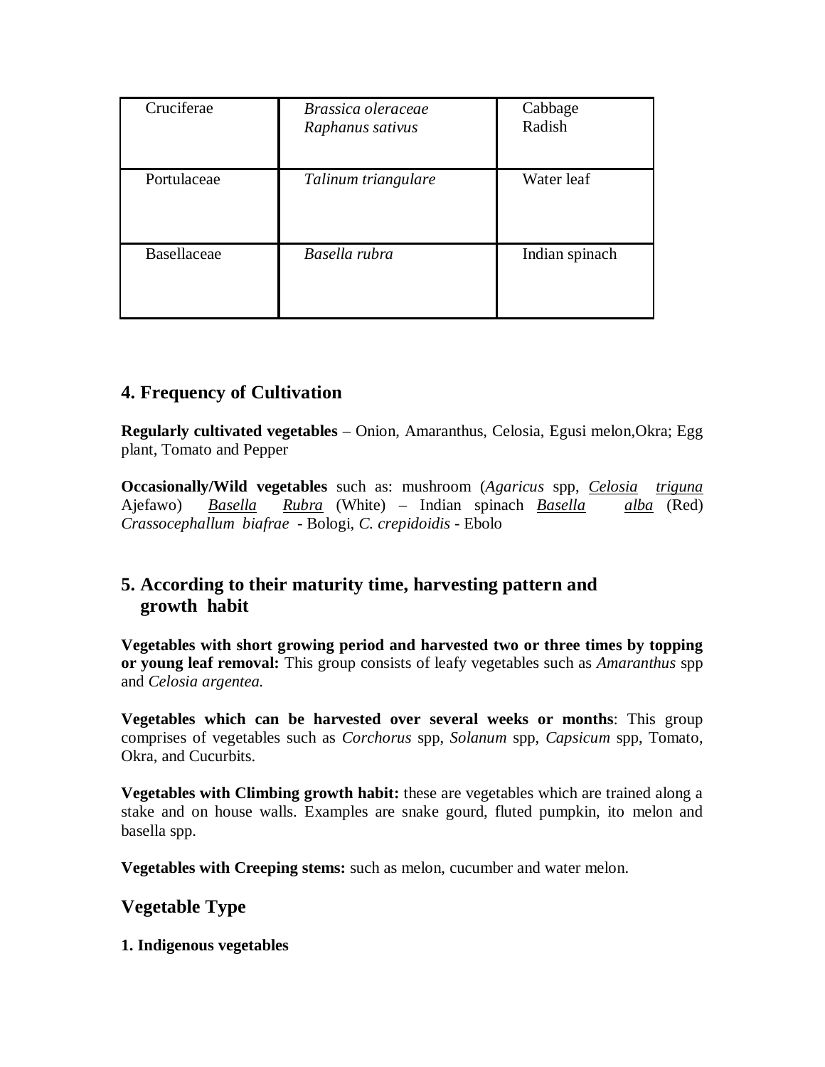| | | |
|---|---|---|
| Cruciferae | *Brassica oleraceae*<br>*Raphanus sativus* | Cabbage<br>Radish |
| Portulaceae | *Talinum triangulare* | Water leaf |
| Basellaceae | *Basella rubra* | Indian spinach |

## 4. Frequency of Cultivation

**Regularly cultivated vegetables** – Onion, Amaranthus, Celosia, Egusi melon,Okra; Egg plant, Tomato and Pepper

**Occasionally/Wild vegetables** such as: mushroom (*Agaricus* spp, *Celosia triguna* Ajefawo) *Basella Rubra* (White) – Indian spinach *Basella alba* (Red) *Crassocephallum biafrae* - Bologi, *C. crepidoidis* - Ebolo

## 5. According to their maturity time, harvesting pattern and growth habit

**Vegetables with short growing period and harvested two or three times by topping or young leaf removal:** This group consists of leafy vegetables such as *Amaranthus* spp and *Celosia argentea.*

**Vegetables which can be harvested over several weeks or months**: This group comprises of vegetables such as *Corchorus* spp, *Solanum* spp, *Capsicum* spp, Tomato, Okra, and Cucurbits.

**Vegetables with Climbing growth habit:** these are vegetables which are trained along a stake and on house walls. Examples are snake gourd, fluted pumpkin, ito melon and basella spp.

**Vegetables with Creeping stems:** such as melon, cucumber and water melon.

## Vegetable Type

**1. Indigenous vegetables**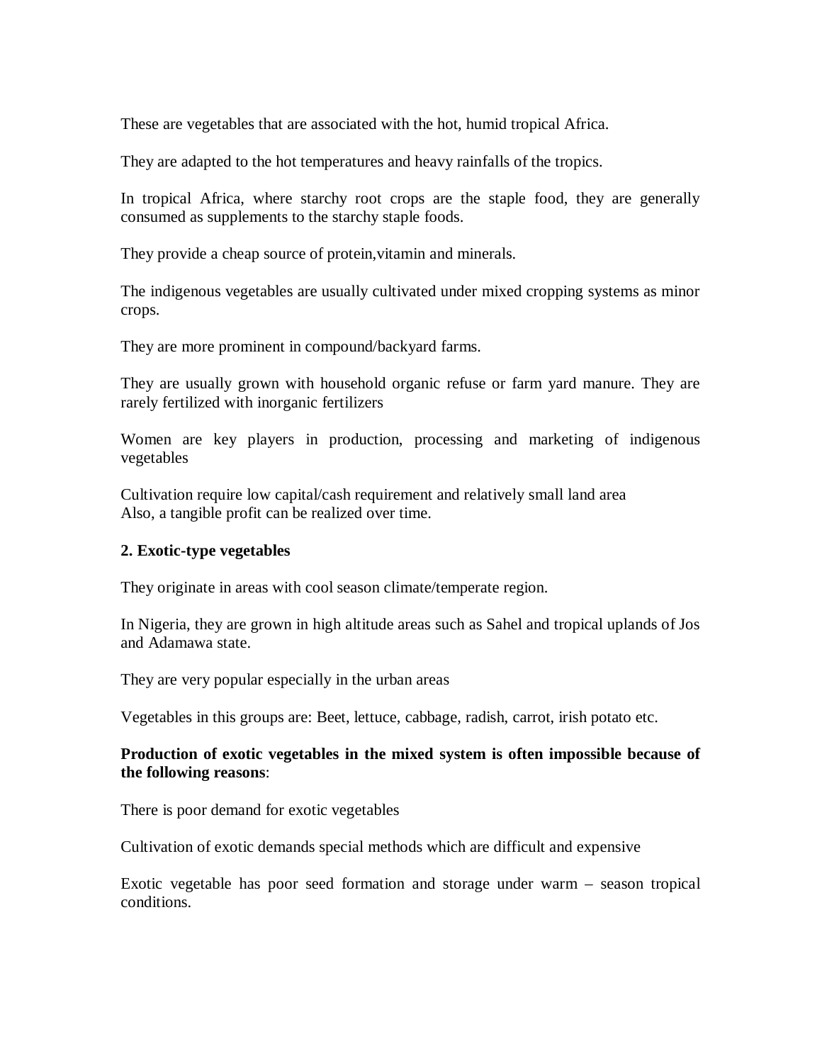These are vegetables that are associated with the hot, humid tropical Africa.

They are adapted to the hot temperatures and heavy rainfalls of the tropics.

In tropical Africa, where starchy root crops are the staple food, they are generally consumed as supplements to the starchy staple foods.

They provide a cheap source of protein,vitamin and minerals.

The indigenous vegetables are usually cultivated under mixed cropping systems as minor crops.

They are more prominent in compound/backyard farms.

They are usually grown with household organic refuse or farm yard manure. They are rarely fertilized with inorganic fertilizers

Women are key players in production, processing and marketing of indigenous vegetables

Cultivation require low capital/cash requirement and relatively small land area
Also, a tangible profit can be realized over time.

**2. Exotic-type vegetables**

They originate in areas with cool season climate/temperate region.

In Nigeria, they are grown in high altitude areas such as Sahel and tropical uplands of Jos and Adamawa state.

They are very popular especially in the urban areas

Vegetables in this groups are: Beet, lettuce, cabbage, radish, carrot, irish potato etc.

**Production of exotic vegetables in the mixed system is often impossible because of the following reasons**:

There is poor demand for exotic vegetables

Cultivation of exotic demands special methods which are difficult and expensive

Exotic vegetable has poor seed formation and storage under warm – season tropical conditions.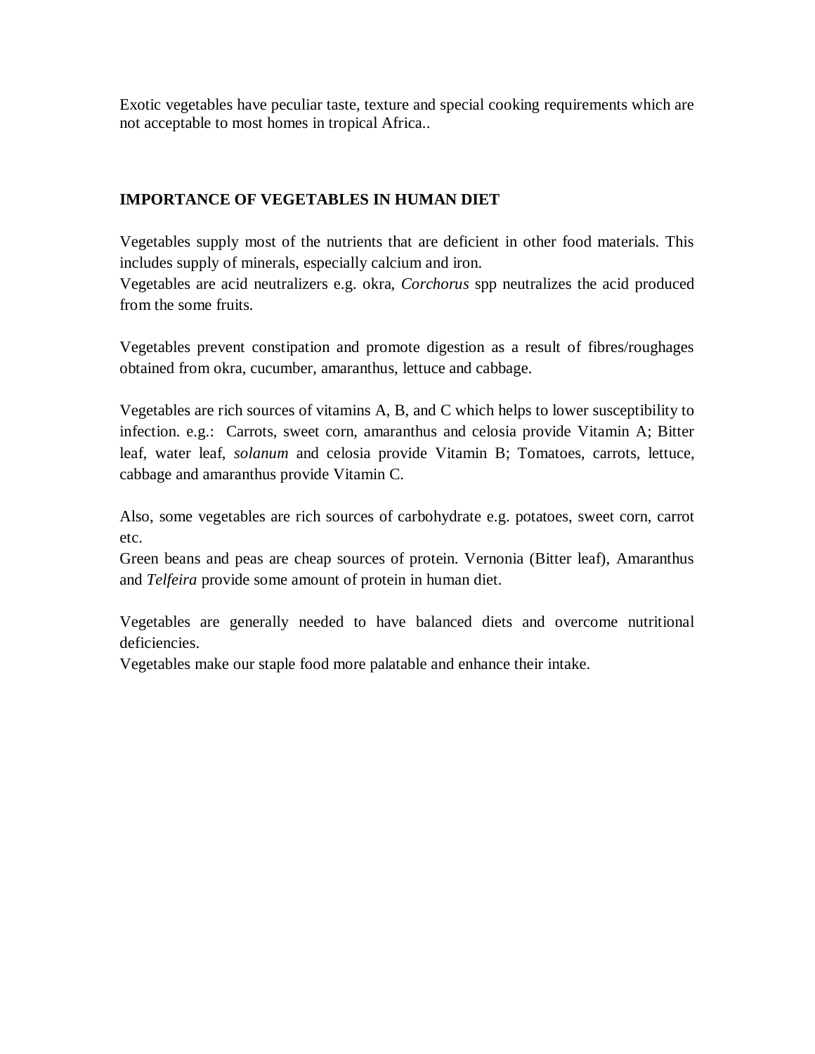Exotic vegetables have peculiar taste, texture and special cooking requirements which are not acceptable to most homes in tropical Africa..

## IMPORTANCE OF VEGETABLES IN HUMAN DIET

Vegetables supply most of the nutrients that are deficient in other food materials. This includes supply of minerals, especially calcium and iron.
Vegetables are acid neutralizers e.g. okra, *Corchorus* spp neutralizes the acid produced from the some fruits.

Vegetables prevent constipation and promote digestion as a result of fibres/roughages obtained from okra, cucumber, amaranthus, lettuce and cabbage.

Vegetables are rich sources of vitamins A, B, and C which helps to lower susceptibility to infection. e.g.: Carrots, sweet corn, amaranthus and celosia provide Vitamin A; Bitter leaf, water leaf, *solanum* and celosia provide Vitamin B; Tomatoes, carrots, lettuce, cabbage and amaranthus provide Vitamin C.

Also, some vegetables are rich sources of carbohydrate e.g. potatoes, sweet corn, carrot etc.
Green beans and peas are cheap sources of protein. Vernonia (Bitter leaf), Amaranthus and *Telfeira* provide some amount of protein in human diet.

Vegetables are generally needed to have balanced diets and overcome nutritional deficiencies.
Vegetables make our staple food more palatable and enhance their intake.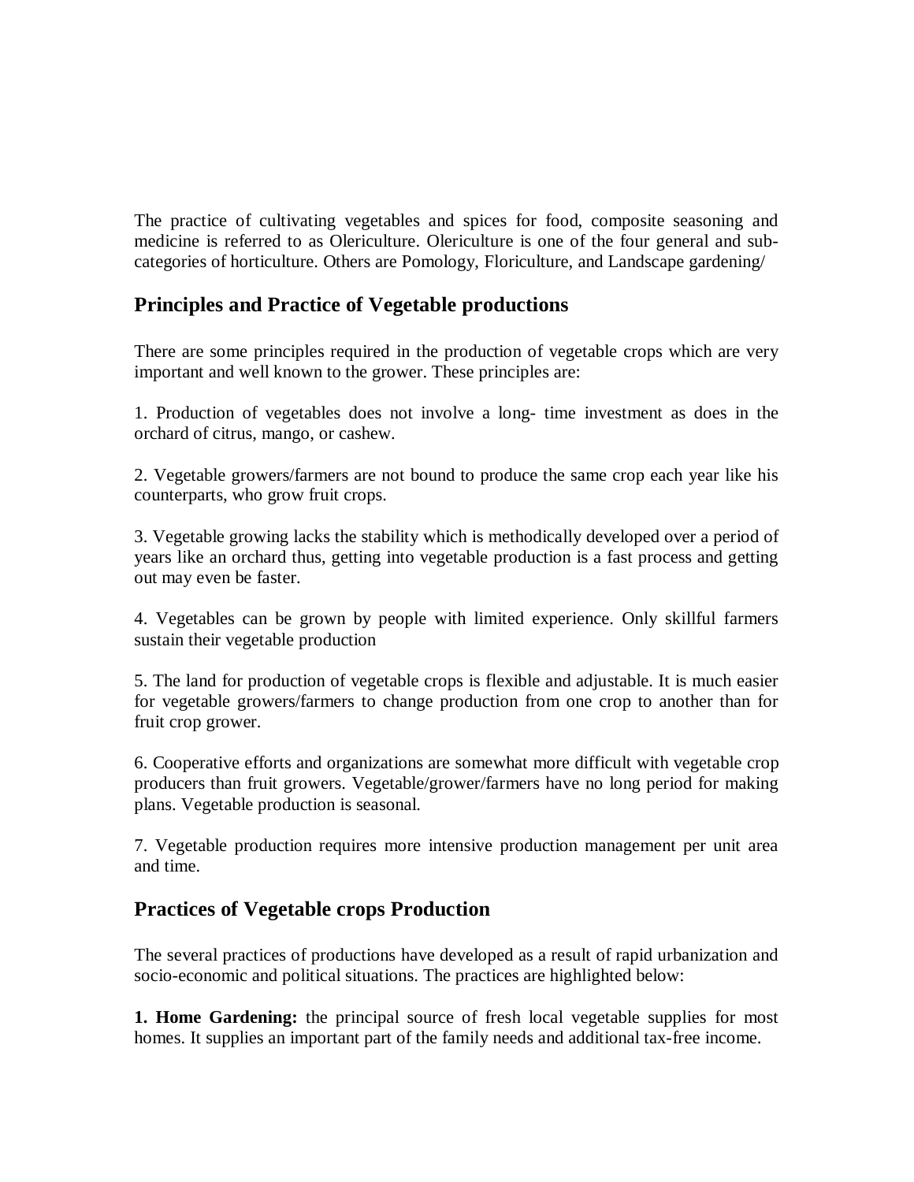The practice of cultivating vegetables and spices for food, composite seasoning and medicine is referred to as Olericulture. Olericulture is one of the four general and sub-categories of horticulture. Others are Pomology, Floriculture, and Landscape gardening/

## Principles and Practice of Vegetable productions

There are some principles required in the production of vegetable crops which are very important and well known to the grower. These principles are:

1. Production of vegetables does not involve a long- time investment as does in the orchard of citrus, mango, or cashew.

2. Vegetable growers/farmers are not bound to produce the same crop each year like his counterparts, who grow fruit crops.

3. Vegetable growing lacks the stability which is methodically developed over a period of years like an orchard thus, getting into vegetable production is a fast process and getting out may even be faster.

4. Vegetables can be grown by people with limited experience. Only skillful farmers sustain their vegetable production

5. The land for production of vegetable crops is flexible and adjustable. It is much easier for vegetable growers/farmers to change production from one crop to another than for fruit crop grower.

6. Cooperative efforts and organizations are somewhat more difficult with vegetable crop producers than fruit growers. Vegetable/grower/farmers have no long period for making plans. Vegetable production is seasonal.

7. Vegetable production requires more intensive production management per unit area and time.

## Practices of Vegetable crops Production

The several practices of productions have developed as a result of rapid urbanization and socio-economic and political situations. The practices are highlighted below:

**1. Home Gardening:** the principal source of fresh local vegetable supplies for most homes. It supplies an important part of the family needs and additional tax-free income.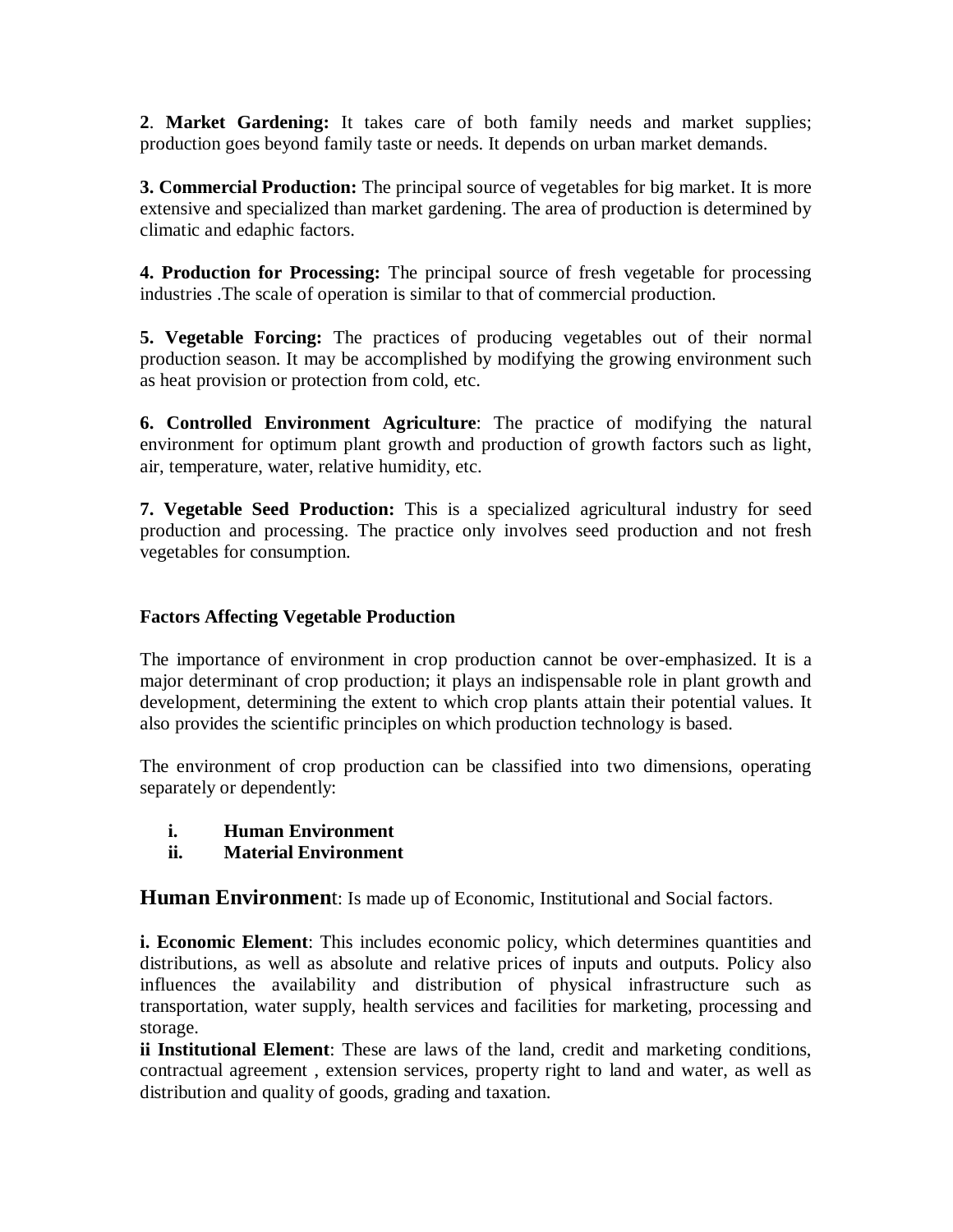**2**. **Market Gardening:** It takes care of both family needs and market supplies; production goes beyond family taste or needs. It depends on urban market demands.

**3. Commercial Production:** The principal source of vegetables for big market. It is more extensive and specialized than market gardening. The area of production is determined by climatic and edaphic factors.

**4. Production for Processing:** The principal source of fresh vegetable for processing industries .The scale of operation is similar to that of commercial production.

**5. Vegetable Forcing:** The practices of producing vegetables out of their normal production season. It may be accomplished by modifying the growing environment such as heat provision or protection from cold, etc.

**6. Controlled Environment Agriculture**: The practice of modifying the natural environment for optimum plant growth and production of growth factors such as light, air, temperature, water, relative humidity, etc.

**7. Vegetable Seed Production:** This is a specialized agricultural industry for seed production and processing. The practice only involves seed production and not fresh vegetables for consumption.

**Factors Affecting Vegetable Production**

The importance of environment in crop production cannot be over-emphasized. It is a major determinant of crop production; it plays an indispensable role in plant growth and development, determining the extent to which crop plants attain their potential values. It also provides the scientific principles on which production technology is based.

The environment of crop production can be classified into two dimensions, operating separately or dependently:

i. **Human Environment**
ii. **Material Environment**

**Human Environmen**t: Is made up of Economic, Institutional and Social factors.

**i. Economic Element**: This includes economic policy, which determines quantities and distributions, as well as absolute and relative prices of inputs and outputs. Policy also influences the availability and distribution of physical infrastructure such as transportation, water supply, health services and facilities for marketing, processing and storage.

**ii Institutional Element**: These are laws of the land, credit and marketing conditions, contractual agreement , extension services, property right to land and water, as well as distribution and quality of goods, grading and taxation.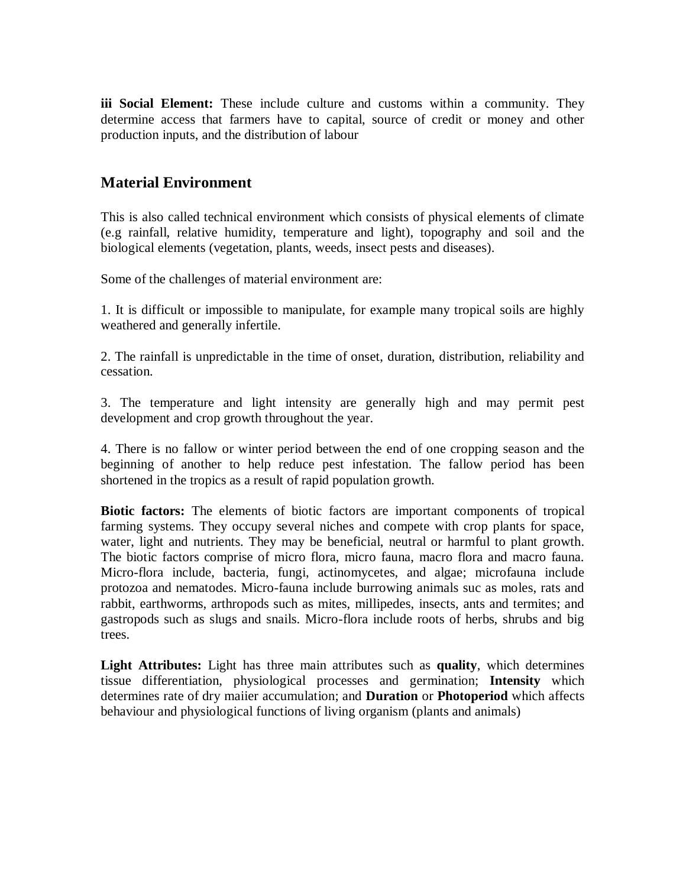**iii Social Element:** These include culture and customs within a community. They determine access that farmers have to capital, source of credit or money and other production inputs, and the distribution of labour

## Material Environment

This is also called technical environment which consists of physical elements of climate (e.g rainfall, relative humidity, temperature and light), topography and soil and the biological elements (vegetation, plants, weeds, insect pests and diseases).

Some of the challenges of material environment are:

1. It is difficult or impossible to manipulate, for example many tropical soils are highly weathered and generally infertile.

2. The rainfall is unpredictable in the time of onset, duration, distribution, reliability and cessation.

3. The temperature and light intensity are generally high and may permit pest development and crop growth throughout the year.

4. There is no fallow or winter period between the end of one cropping season and the beginning of another to help reduce pest infestation. The fallow period has been shortened in the tropics as a result of rapid population growth.

**Biotic factors:** The elements of biotic factors are important components of tropical farming systems. They occupy several niches and compete with crop plants for space, water, light and nutrients. They may be beneficial, neutral or harmful to plant growth. The biotic factors comprise of micro flora, micro fauna, macro flora and macro fauna. Micro-flora include, bacteria, fungi, actinomycetes, and algae; microfauna include protozoa and nematodes. Micro-fauna include burrowing animals suc as moles, rats and rabbit, earthworms, arthropods such as mites, millipedes, insects, ants and termites; and gastropods such as slugs and snails. Micro-flora include roots of herbs, shrubs and big trees.

**Light Attributes:** Light has three main attributes such as **quality**, which determines tissue differentiation, physiological processes and germination; **Intensity** which determines rate of dry maiier accumulation; and **Duration** or **Photoperiod** which affects behaviour and physiological functions of living organism (plants and animals)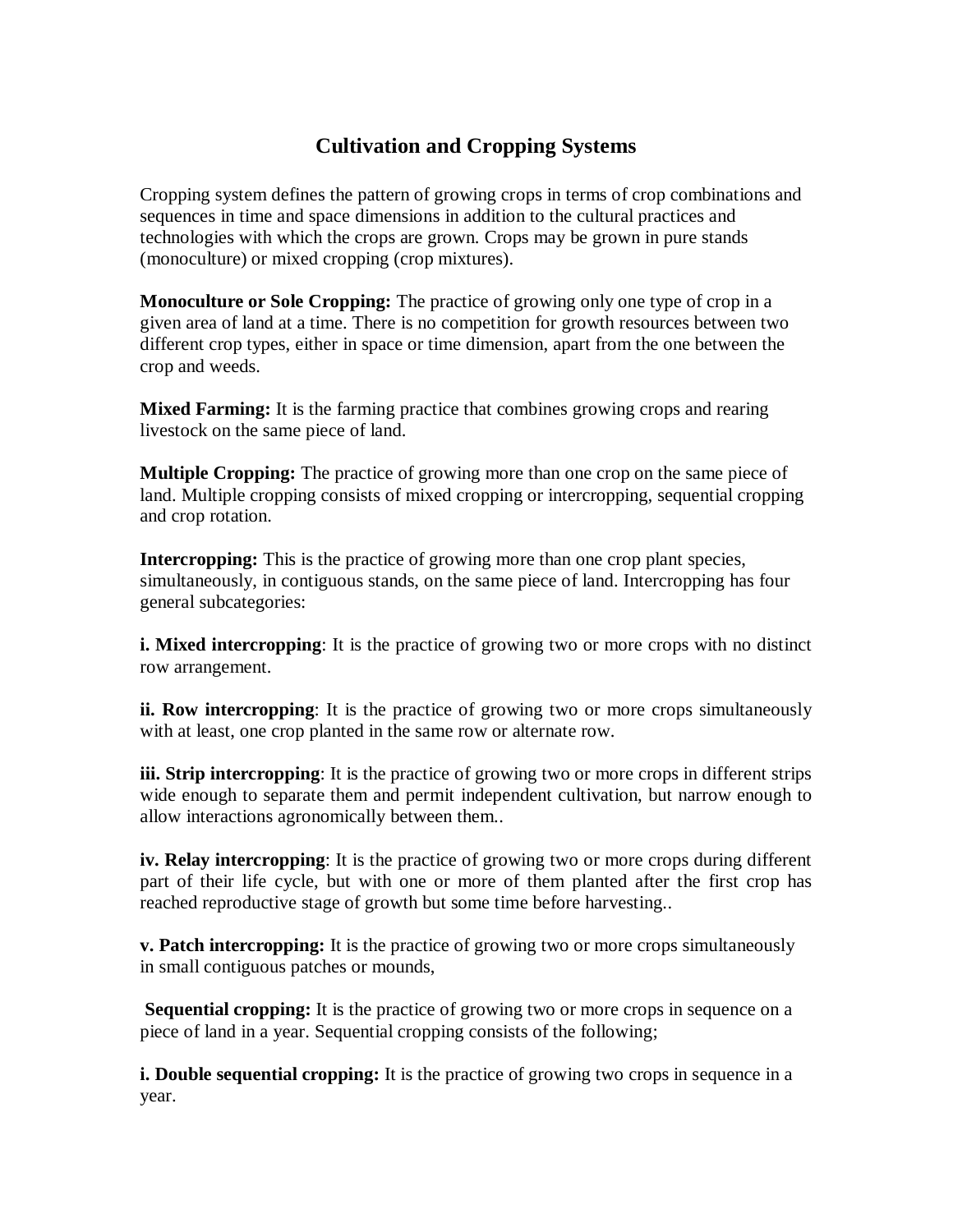# Cultivation and Cropping Systems

Cropping system defines the pattern of growing crops in terms of crop combinations and sequences in time and space dimensions in addition to the cultural practices and technologies with which the crops are grown. Crops may be grown in pure stands (monoculture) or mixed cropping (crop mixtures).

**Monoculture or Sole Cropping:** The practice of growing only one type of crop in a given area of land at a time. There is no competition for growth resources between two different crop types, either in space or time dimension, apart from the one between the crop and weeds.

**Mixed Farming:** It is the farming practice that combines growing crops and rearing livestock on the same piece of land.

**Multiple Cropping:** The practice of growing more than one crop on the same piece of land. Multiple cropping consists of mixed cropping or intercropping, sequential cropping and crop rotation.

**Intercropping:** This is the practice of growing more than one crop plant species, simultaneously, in contiguous stands, on the same piece of land. Intercropping has four general subcategories:

**i. Mixed intercropping**: It is the practice of growing two or more crops with no distinct row arrangement.

**ii. Row intercropping**: It is the practice of growing two or more crops simultaneously with at least, one crop planted in the same row or alternate row.

**iii. Strip intercropping**: It is the practice of growing two or more crops in different strips wide enough to separate them and permit independent cultivation, but narrow enough to allow interactions agronomically between them..

**iv. Relay intercropping**: It is the practice of growing two or more crops during different part of their life cycle, but with one or more of them planted after the first crop has reached reproductive stage of growth but some time before harvesting..

**v. Patch intercropping:** It is the practice of growing two or more crops simultaneously in small contiguous patches or mounds,

**Sequential cropping:** It is the practice of growing two or more crops in sequence on a piece of land in a year. Sequential cropping consists of the following;

**i. Double sequential cropping:** It is the practice of growing two crops in sequence in a year.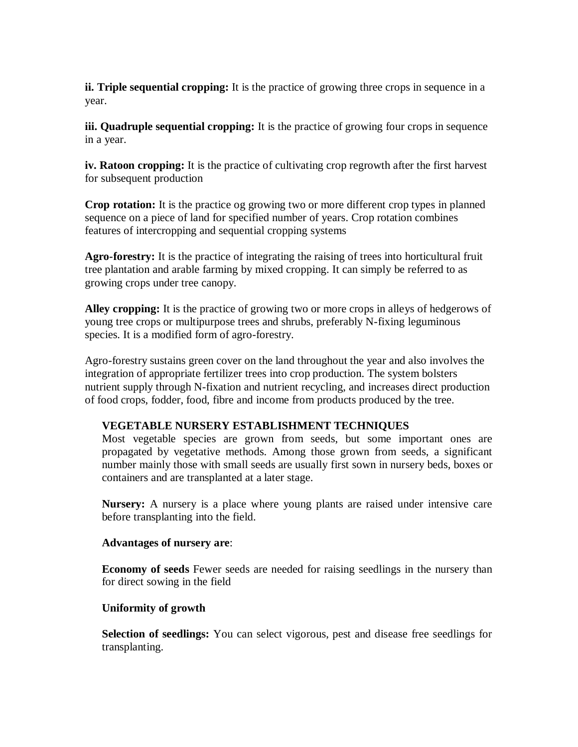**ii. Triple sequential cropping:** It is the practice of growing three crops in sequence in a year.

**iii. Quadruple sequential cropping:** It is the practice of growing four crops in sequence in a year.

**iv. Ratoon cropping:** It is the practice of cultivating crop regrowth after the first harvest for subsequent production

**Crop rotation:** It is the practice og growing two or more different crop types in planned sequence on a piece of land for specified number of years. Crop rotation combines features of intercropping and sequential cropping systems

**Agro-forestry:** It is the practice of integrating the raising of trees into horticultural fruit tree plantation and arable farming by mixed cropping. It can simply be referred to as growing crops under tree canopy.

**Alley cropping:** It is the practice of growing two or more crops in alleys of hedgerows of young tree crops or multipurpose trees and shrubs, preferably N-fixing leguminous species. It is a modified form of agro-forestry.

Agro-forestry sustains green cover on the land throughout the year and also involves the integration of appropriate fertilizer trees into crop production. The system bolsters nutrient supply through N-fixation and nutrient recycling, and increases direct production of food crops, fodder, food, fibre and income from products produced by the tree.

**VEGETABLE NURSERY ESTABLISHMENT TECHNIQUES**

Most vegetable species are grown from seeds, but some important ones are propagated by vegetative methods. Among those grown from seeds, a significant number mainly those with small seeds are usually first sown in nursery beds, boxes or containers and are transplanted at a later stage.

**Nursery:** A nursery is a place where young plants are raised under intensive care before transplanting into the field.

**Advantages of nursery are**:

**Economy of seeds** Fewer seeds are needed for raising seedlings in the nursery than for direct sowing in the field

**Uniformity of growth**

**Selection of seedlings:** You can select vigorous, pest and disease free seedlings for transplanting.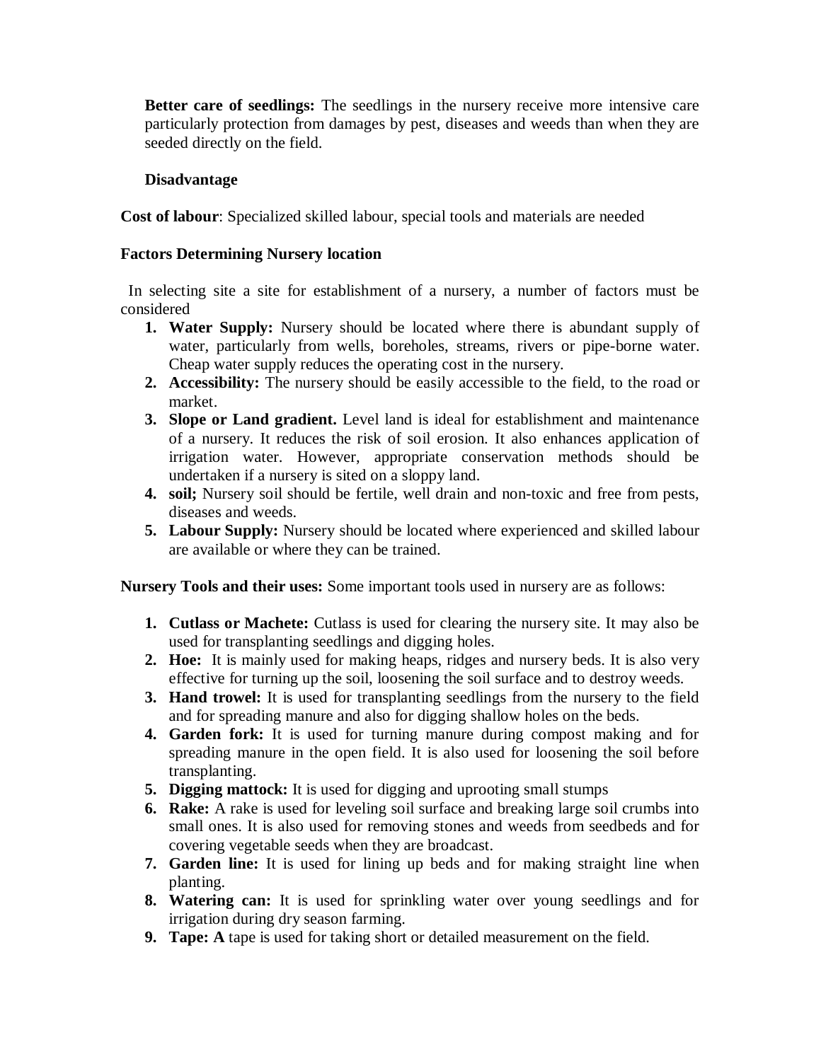**Better care of seedlings:** The seedlings in the nursery receive more intensive care particularly protection from damages by pest, diseases and weeds than when they are seeded directly on the field.

**Disadvantage**

**Cost of labour**: Specialized skilled labour, special tools and materials are needed

**Factors Determining Nursery location**

In selecting site a site for establishment of a nursery, a number of factors must be considered

1. **Water Supply:** Nursery should be located where there is abundant supply of water, particularly from wells, boreholes, streams, rivers or pipe-borne water. Cheap water supply reduces the operating cost in the nursery.
2. **Accessibility:** The nursery should be easily accessible to the field, to the road or market.
3. **Slope or Land gradient.** Level land is ideal for establishment and maintenance of a nursery. It reduces the risk of soil erosion. It also enhances application of irrigation water. However, appropriate conservation methods should be undertaken if a nursery is sited on a sloppy land.
4. **soil;** Nursery soil should be fertile, well drain and non-toxic and free from pests, diseases and weeds.
5. **Labour Supply:** Nursery should be located where experienced and skilled labour are available or where they can be trained.

**Nursery Tools and their uses:** Some important tools used in nursery are as follows:

1. **Cutlass or Machete:** Cutlass is used for clearing the nursery site. It may also be used for transplanting seedlings and digging holes.
2. **Hoe:** It is mainly used for making heaps, ridges and nursery beds. It is also very effective for turning up the soil, loosening the soil surface and to destroy weeds.
3. **Hand trowel:** It is used for transplanting seedlings from the nursery to the field and for spreading manure and also for digging shallow holes on the beds.
4. **Garden fork:** It is used for turning manure during compost making and for spreading manure in the open field. It is also used for loosening the soil before transplanting.
5. **Digging mattock:** It is used for digging and uprooting small stumps
6. **Rake:** A rake is used for leveling soil surface and breaking large soil crumbs into small ones. It is also used for removing stones and weeds from seedbeds and for covering vegetable seeds when they are broadcast.
7. **Garden line:** It is used for lining up beds and for making straight line when planting.
8. **Watering can:** It is used for sprinkling water over young seedlings and for irrigation during dry season farming.
9. **Tape: A** tape is used for taking short or detailed measurement on the field.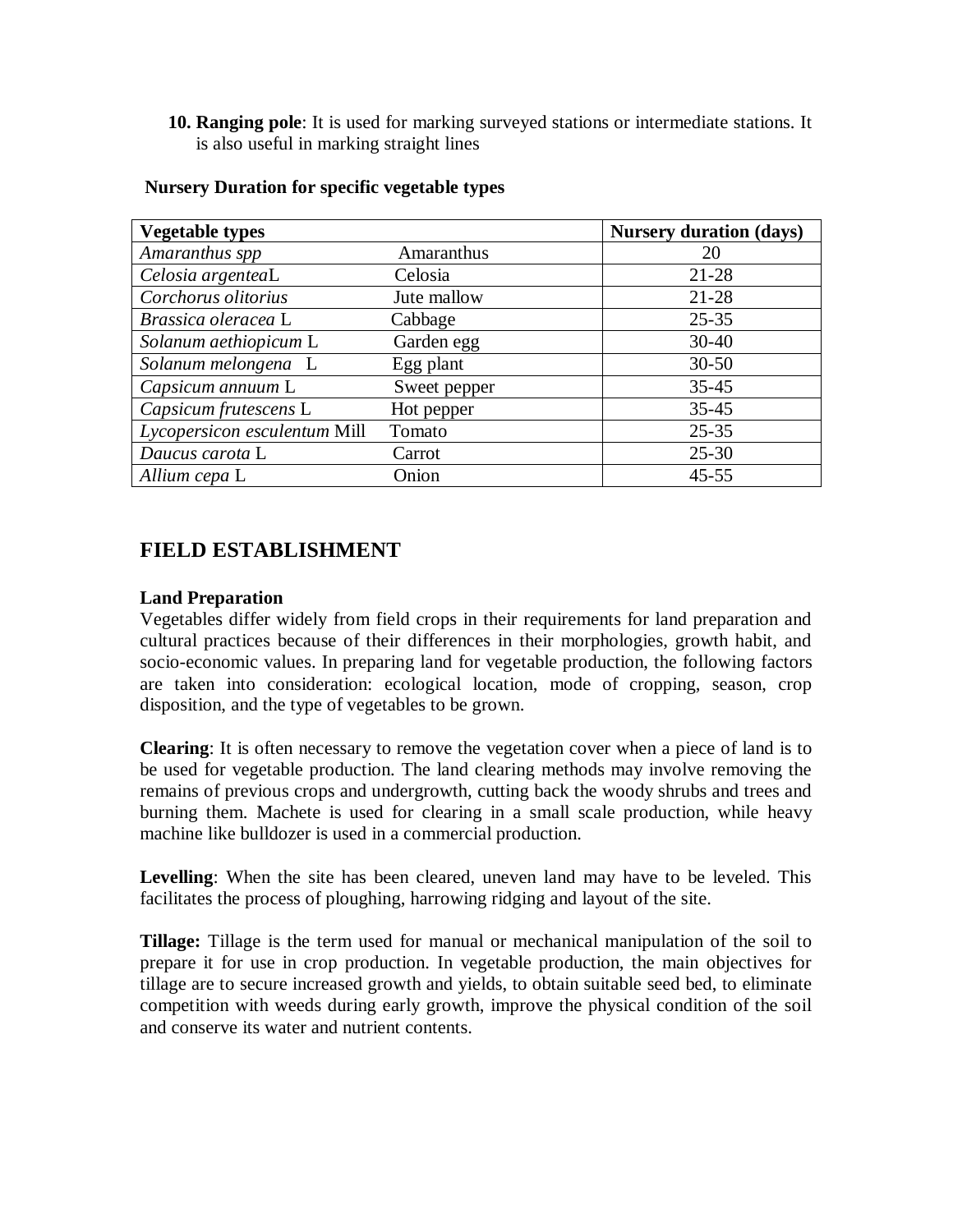10. **Ranging pole**: It is used for marking surveyed stations or intermediate stations. It is also useful in marking straight lines

**Nursery Duration for specific vegetable types**

| Vegetable types | | Nursery duration (days) |
|---|---|---|
| *Amaranthus spp* | Amaranthus | 20 |
| *Celosia argentea*L | Celosia | 21-28 |
| *Corchorus olitorius* | Jute mallow | 21-28 |
| *Brassica oleracea* L | Cabbage | 25-35 |
| *Solanum aethiopicum* L | Garden egg | 30-40 |
| *Solanum melongena* L | Egg plant | 30-50 |
| *Capsicum annuum* L | Sweet pepper | 35-45 |
| *Capsicum frutescens* L | Hot pepper | 35-45 |
| *Lycopersicon esculentum* Mill | Tomato | 25-35 |
| *Daucus carota* L | Carrot | 25-30 |
| *Allium cepa* L | Onion | 45-55 |

## FIELD ESTABLISHMENT

**Land Preparation**

Vegetables differ widely from field crops in their requirements for land preparation and cultural practices because of their differences in their morphologies, growth habit, and socio-economic values. In preparing land for vegetable production, the following factors are taken into consideration: ecological location, mode of cropping, season, crop disposition, and the type of vegetables to be grown.

**Clearing**: It is often necessary to remove the vegetation cover when a piece of land is to be used for vegetable production. The land clearing methods may involve removing the remains of previous crops and undergrowth, cutting back the woody shrubs and trees and burning them. Machete is used for clearing in a small scale production, while heavy machine like bulldozer is used in a commercial production.

**Levelling**: When the site has been cleared, uneven land may have to be leveled. This facilitates the process of ploughing, harrowing ridging and layout of the site.

**Tillage:** Tillage is the term used for manual or mechanical manipulation of the soil to prepare it for use in crop production. In vegetable production, the main objectives for tillage are to secure increased growth and yields, to obtain suitable seed bed, to eliminate competition with weeds during early growth, improve the physical condition of the soil and conserve its water and nutrient contents.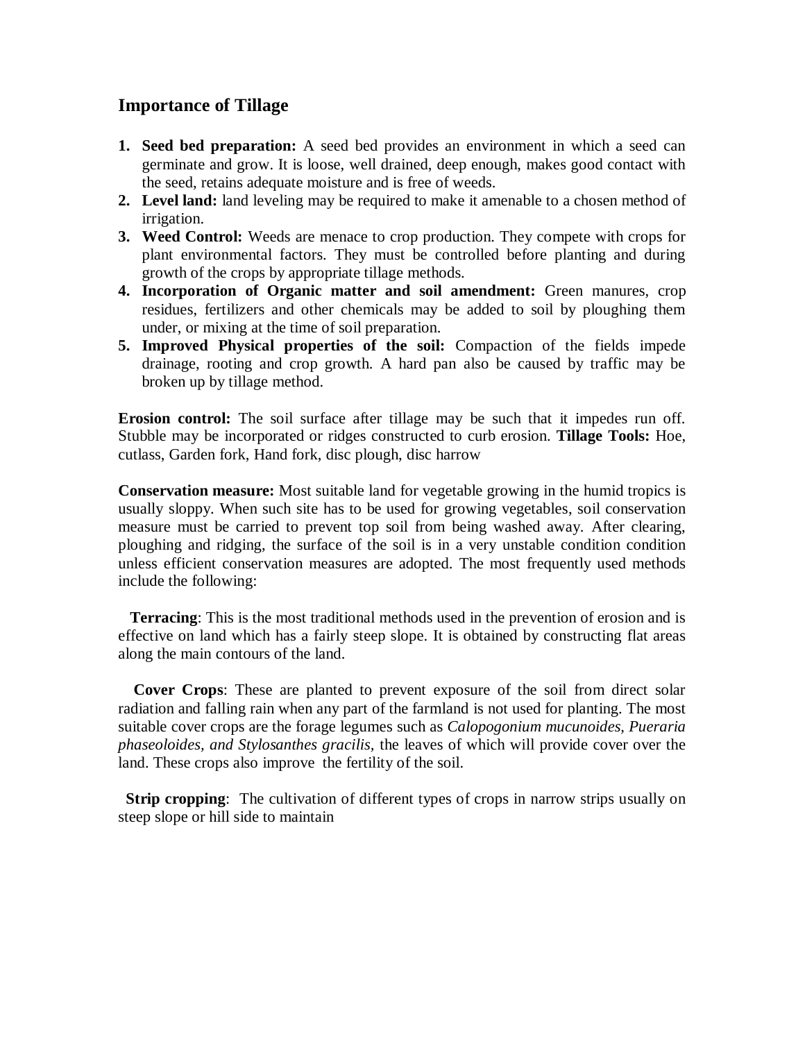## Importance of Tillage

1. **Seed bed preparation:** A seed bed provides an environment in which a seed can germinate and grow. It is loose, well drained, deep enough, makes good contact with the seed, retains adequate moisture and is free of weeds.
2. **Level land:** land leveling may be required to make it amenable to a chosen method of irrigation.
3. **Weed Control:** Weeds are menace to crop production. They compete with crops for plant environmental factors. They must be controlled before planting and during growth of the crops by appropriate tillage methods.
4. **Incorporation of Organic matter and soil amendment:** Green manures, crop residues, fertilizers and other chemicals may be added to soil by ploughing them under, or mixing at the time of soil preparation.
5. **Improved Physical properties of the soil:** Compaction of the fields impede drainage, rooting and crop growth. A hard pan also be caused by traffic may be broken up by tillage method.

**Erosion control:** The soil surface after tillage may be such that it impedes run off. Stubble may be incorporated or ridges constructed to curb erosion. **Tillage Tools:** Hoe, cutlass, Garden fork, Hand fork, disc plough, disc harrow

**Conservation measure:** Most suitable land for vegetable growing in the humid tropics is usually sloppy. When such site has to be used for growing vegetables, soil conservation measure must be carried to prevent top soil from being washed away. After clearing, ploughing and ridging, the surface of the soil is in a very unstable condition condition unless efficient conservation measures are adopted. The most frequently used methods include the following:

**Terracing**: This is the most traditional methods used in the prevention of erosion and is effective on land which has a fairly steep slope. It is obtained by constructing flat areas along the main contours of the land.

**Cover Crops**: These are planted to prevent exposure of the soil from direct solar radiation and falling rain when any part of the farmland is not used for planting. The most suitable cover crops are the forage legumes such as *Calopogonium mucunoides, Pueraria phaseoloides, and Stylosanthes gracilis,* the leaves of which will provide cover over the land. These crops also improve the fertility of the soil.

**Strip cropping**: The cultivation of different types of crops in narrow strips usually on steep slope or hill side to maintain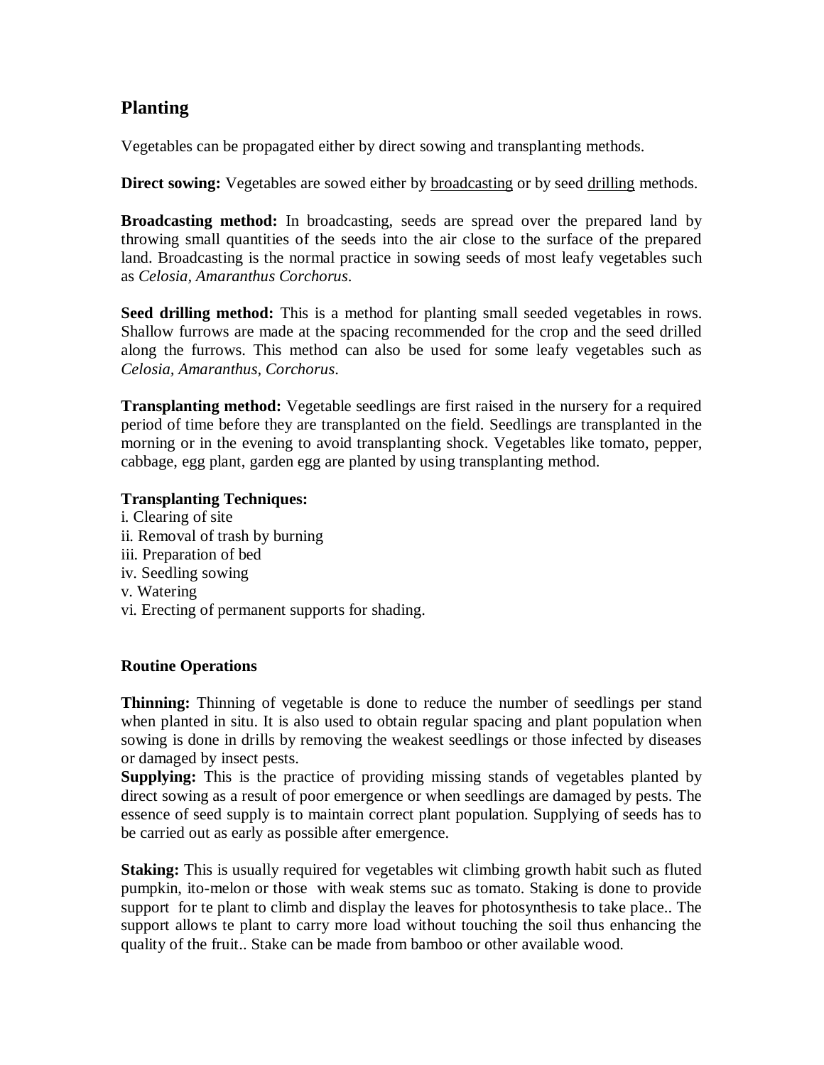## Planting

Vegetables can be propagated either by direct sowing and transplanting methods.

**Direct sowing:** Vegetables are sowed either by broadcasting or by seed drilling methods.

**Broadcasting method:** In broadcasting, seeds are spread over the prepared land by throwing small quantities of the seeds into the air close to the surface of the prepared land. Broadcasting is the normal practice in sowing seeds of most leafy vegetables such as *Celosia, Amaranthus Corchorus*.

**Seed drilling method:** This is a method for planting small seeded vegetables in rows. Shallow furrows are made at the spacing recommended for the crop and the seed drilled along the furrows. This method can also be used for some leafy vegetables such as *Celosia, Amaranthus, Corchorus*.

**Transplanting method:** Vegetable seedlings are first raised in the nursery for a required period of time before they are transplanted on the field. Seedlings are transplanted in the morning or in the evening to avoid transplanting shock. Vegetables like tomato, pepper, cabbage, egg plant, garden egg are planted by using transplanting method.

**Transplanting Techniques:**

i. Clearing of site
ii. Removal of trash by burning
iii. Preparation of bed
iv. Seedling sowing
v. Watering
vi. Erecting of permanent supports for shading.

**Routine Operations**

**Thinning:** Thinning of vegetable is done to reduce the number of seedlings per stand when planted in situ. It is also used to obtain regular spacing and plant population when sowing is done in drills by removing the weakest seedlings or those infected by diseases or damaged by insect pests.

**Supplying:** This is the practice of providing missing stands of vegetables planted by direct sowing as a result of poor emergence or when seedlings are damaged by pests. The essence of seed supply is to maintain correct plant population. Supplying of seeds has to be carried out as early as possible after emergence.

**Staking:** This is usually required for vegetables wit climbing growth habit such as fluted pumpkin, ito-melon or those with weak stems suc as tomato. Staking is done to provide support for te plant to climb and display the leaves for photosynthesis to take place.. The support allows te plant to carry more load without touching the soil thus enhancing the quality of the fruit.. Stake can be made from bamboo or other available wood.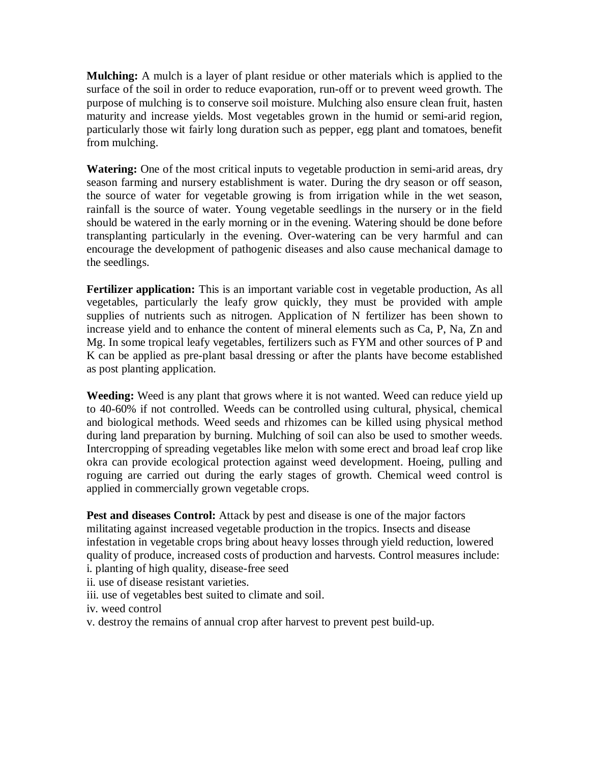**Mulching:** A mulch is a layer of plant residue or other materials which is applied to the surface of the soil in order to reduce evaporation, run-off or to prevent weed growth. The purpose of mulching is to conserve soil moisture. Mulching also ensure clean fruit, hasten maturity and increase yields. Most vegetables grown in the humid or semi-arid region, particularly those wit fairly long duration such as pepper, egg plant and tomatoes, benefit from mulching.

**Watering:** One of the most critical inputs to vegetable production in semi-arid areas, dry season farming and nursery establishment is water. During the dry season or off season, the source of water for vegetable growing is from irrigation while in the wet season, rainfall is the source of water. Young vegetable seedlings in the nursery or in the field should be watered in the early morning or in the evening. Watering should be done before transplanting particularly in the evening. Over-watering can be very harmful and can encourage the development of pathogenic diseases and also cause mechanical damage to the seedlings.

**Fertilizer application:** This is an important variable cost in vegetable production, As all vegetables, particularly the leafy grow quickly, they must be provided with ample supplies of nutrients such as nitrogen. Application of N fertilizer has been shown to increase yield and to enhance the content of mineral elements such as Ca, P, Na, Zn and Mg. In some tropical leafy vegetables, fertilizers such as FYM and other sources of P and K can be applied as pre-plant basal dressing or after the plants have become established as post planting application.

**Weeding:** Weed is any plant that grows where it is not wanted. Weed can reduce yield up to 40-60% if not controlled. Weeds can be controlled using cultural, physical, chemical and biological methods. Weed seeds and rhizomes can be killed using physical method during land preparation by burning. Mulching of soil can also be used to smother weeds. Intercropping of spreading vegetables like melon with some erect and broad leaf crop like okra can provide ecological protection against weed development. Hoeing, pulling and roguing are carried out during the early stages of growth. Chemical weed control is applied in commercially grown vegetable crops.

**Pest and diseases Control:** Attack by pest and disease is one of the major factors militating against increased vegetable production in the tropics. Insects and disease infestation in vegetable crops bring about heavy losses through yield reduction, lowered quality of produce, increased costs of production and harvests. Control measures include:

i. planting of high quality, disease-free seed
ii. use of disease resistant varieties.
iii. use of vegetables best suited to climate and soil.
iv. weed control
v. destroy the remains of annual crop after harvest to prevent pest build-up.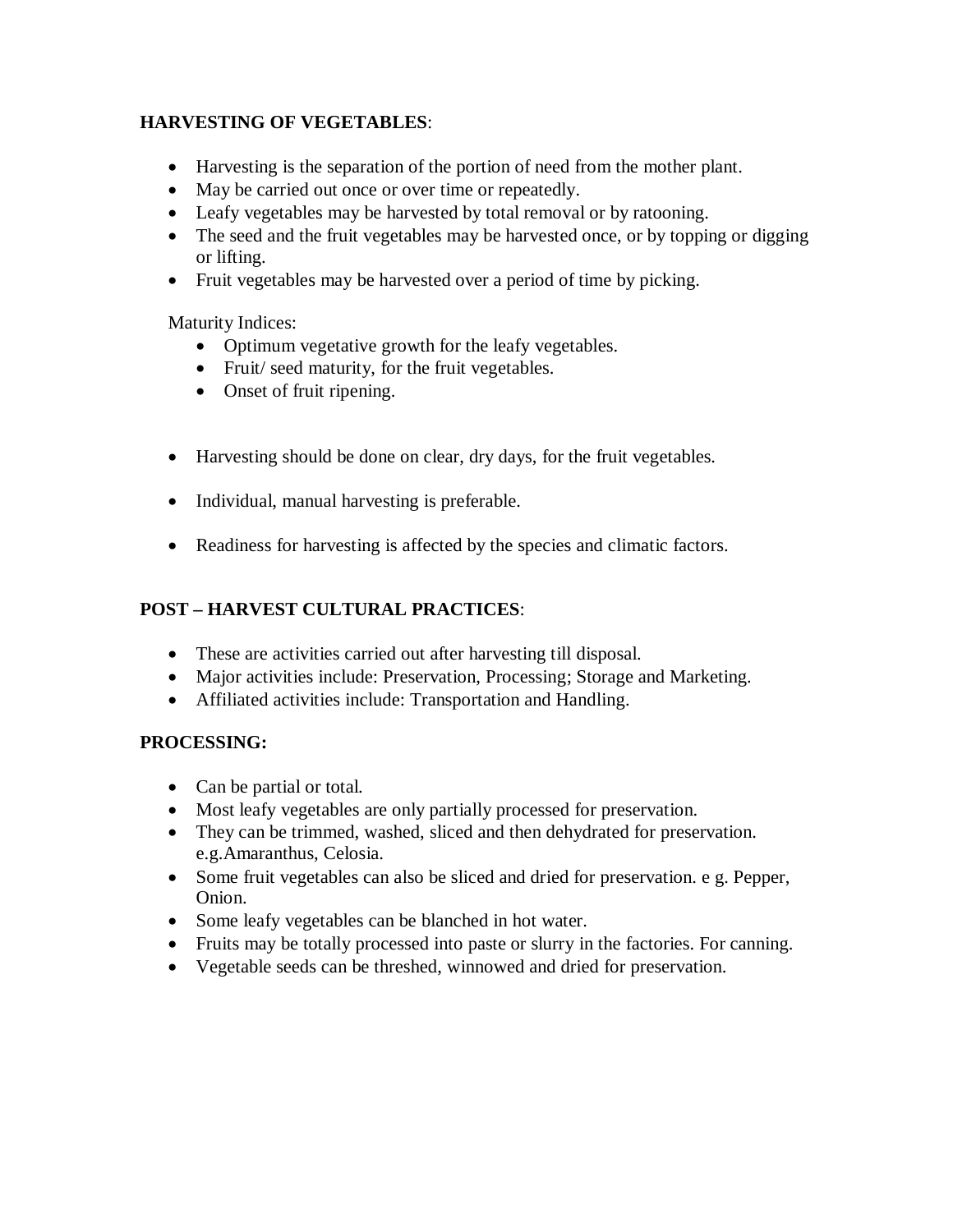**HARVESTING OF VEGETABLES**:

- Harvesting is the separation of the portion of need from the mother plant.
- May be carried out once or over time or repeatedly.
- Leafy vegetables may be harvested by total removal or by ratooning.
- The seed and the fruit vegetables may be harvested once, or by topping or digging or lifting.
- Fruit vegetables may be harvested over a period of time by picking.

Maturity Indices:

- Optimum vegetative growth for the leafy vegetables.
- Fruit/ seed maturity, for the fruit vegetables.
- Onset of fruit ripening.

- Harvesting should be done on clear, dry days, for the fruit vegetables.
- Individual, manual harvesting is preferable.
- Readiness for harvesting is affected by the species and climatic factors.

**POST – HARVEST CULTURAL PRACTICES**:

- These are activities carried out after harvesting till disposal.
- Major activities include: Preservation, Processing; Storage and Marketing.
- Affiliated activities include: Transportation and Handling.

**PROCESSING:**

- Can be partial or total.
- Most leafy vegetables are only partially processed for preservation.
- They can be trimmed, washed, sliced and then dehydrated for preservation. e.g.Amaranthus, Celosia.
- Some fruit vegetables can also be sliced and dried for preservation. e g. Pepper, Onion.
- Some leafy vegetables can be blanched in hot water.
- Fruits may be totally processed into paste or slurry in the factories. For canning.
- Vegetable seeds can be threshed, winnowed and dried for preservation.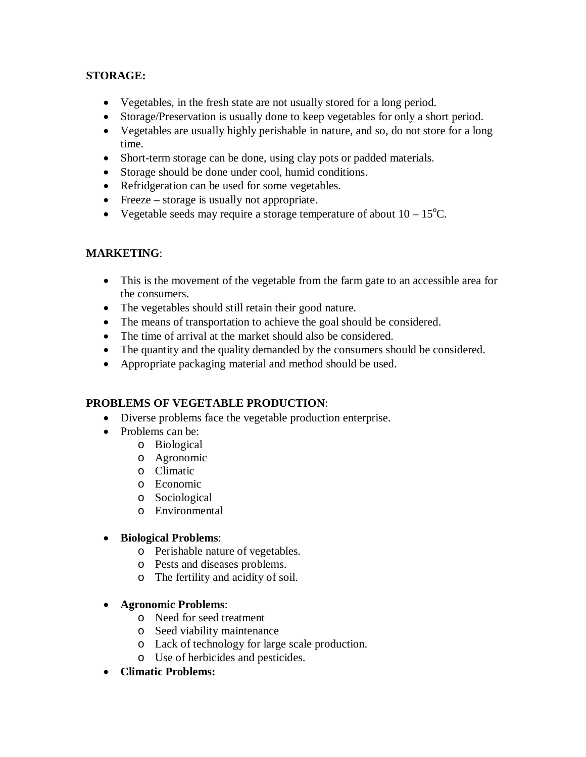**STORAGE:**

- Vegetables, in the fresh state are not usually stored for a long period.
- Storage/Preservation is usually done to keep vegetables for only a short period.
- Vegetables are usually highly perishable in nature, and so, do not store for a long time.
- Short-term storage can be done, using clay pots or padded materials.
- Storage should be done under cool, humid conditions.
- Refridgeration can be used for some vegetables.
- Freeze – storage is usually not appropriate.
- Vegetable seeds may require a storage temperature of about 10 – 15$^{o}$C.

**MARKETING**:

- This is the movement of the vegetable from the farm gate to an accessible area for the consumers.
- The vegetables should still retain their good nature.
- The means of transportation to achieve the goal should be considered.
- The time of arrival at the market should also be considered.
- The quantity and the quality demanded by the consumers should be considered.
- Appropriate packaging material and method should be used.

**PROBLEMS OF VEGETABLE PRODUCTION**:

- Diverse problems face the vegetable production enterprise.
- Problems can be:
    - Biological
    - Agronomic
    - Climatic
    - Economic
    - Sociological
    - Environmental

- **Biological Problems**:
    - Perishable nature of vegetables.
    - Pests and diseases problems.
    - The fertility and acidity of soil.

- **Agronomic Problems**:
    - Need for seed treatment
    - Seed viability maintenance
    - Lack of technology for large scale production.
    - Use of herbicides and pesticides.
- **Climatic Problems:**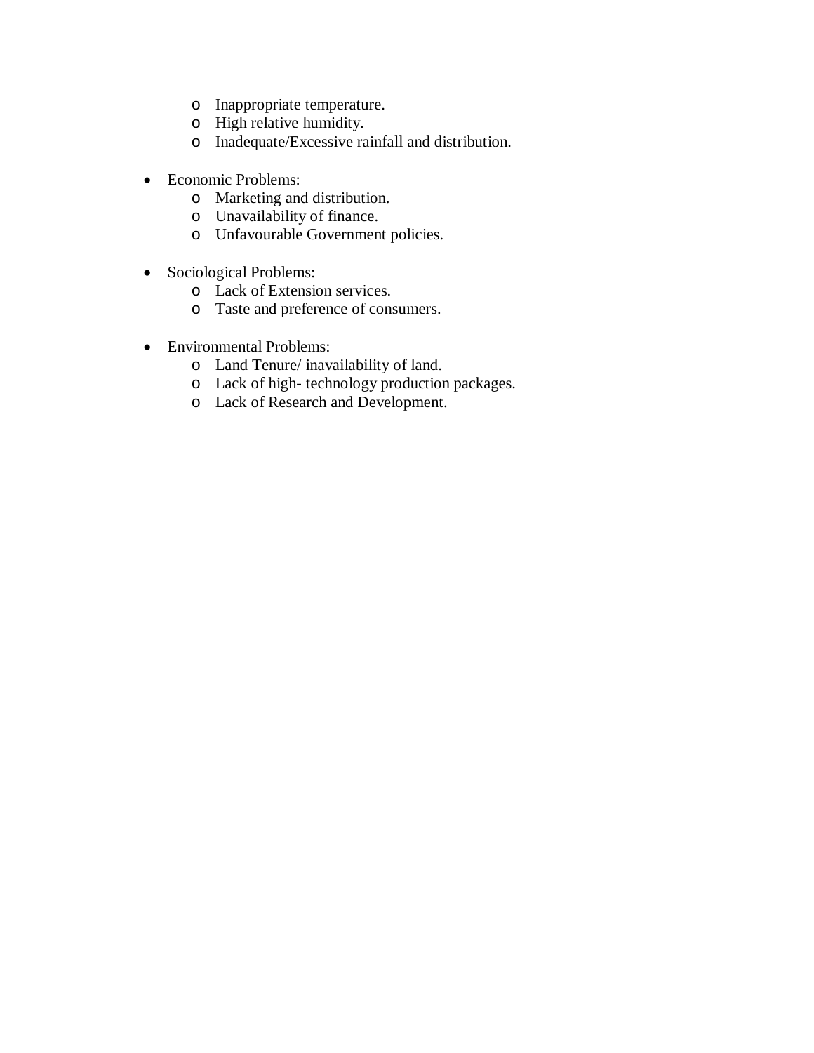- Inappropriate temperature.
  - High relative humidity.
  - Inadequate/Excessive rainfall and distribution.

- Economic Problems:
  - Marketing and distribution.
  - Unavailability of finance.
  - Unfavourable Government policies.

- Sociological Problems:
  - Lack of Extension services.
  - Taste and preference of consumers.

- Environmental Problems:
  - Land Tenure/ inavailability of land.
  - Lack of high- technology production packages.
  - Lack of Research and Development.